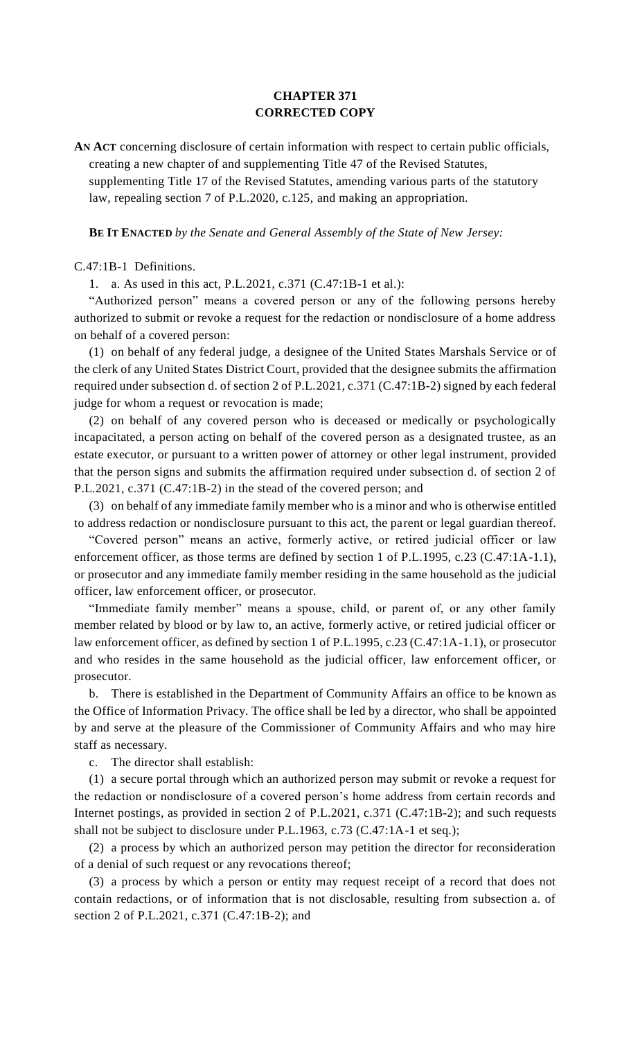# CHAPTER 371
## CORRECTED COPY

**AN ACT** concerning disclosure of certain information with respect to certain public officials, creating a new chapter of and supplementing Title 47 of the Revised Statutes, supplementing Title 17 of the Revised Statutes, amending various parts of the statutory law, repealing section 7 of P.L.2020, c.125, and making an appropriation.

**BE IT ENACTED** *by the Senate and General Assembly of the State of New Jersey:*

C.47:1B-1 Definitions.

1. a. As used in this act, P.L.2021, c.371 (C.47:1B-1 et al.):

"Authorized person" means a covered person or any of the following persons hereby authorized to submit or revoke a request for the redaction or nondisclosure of a home address on behalf of a covered person:

(1) on behalf of any federal judge, a designee of the United States Marshals Service or of the clerk of any United States District Court, provided that the designee submits the affirmation required under subsection d. of section 2 of P.L.2021, c.371 (C.47:1B-2) signed by each federal judge for whom a request or revocation is made;

(2) on behalf of any covered person who is deceased or medically or psychologically incapacitated, a person acting on behalf of the covered person as a designated trustee, as an estate executor, or pursuant to a written power of attorney or other legal instrument, provided that the person signs and submits the affirmation required under subsection d. of section 2 of P.L.2021, c.371 (C.47:1B-2) in the stead of the covered person; and

(3) on behalf of any immediate family member who is a minor and who is otherwise entitled to address redaction or nondisclosure pursuant to this act, the parent or legal guardian thereof.

"Covered person" means an active, formerly active, or retired judicial officer or law enforcement officer, as those terms are defined by section 1 of P.L.1995, c.23 (C.47:1A-1.1), or prosecutor and any immediate family member residing in the same household as the judicial officer, law enforcement officer, or prosecutor.

"Immediate family member" means a spouse, child, or parent of, or any other family member related by blood or by law to, an active, formerly active, or retired judicial officer or law enforcement officer, as defined by section 1 of P.L.1995, c.23 (C.47:1A-1.1), or prosecutor and who resides in the same household as the judicial officer, law enforcement officer, or prosecutor.

b. There is established in the Department of Community Affairs an office to be known as the Office of Information Privacy. The office shall be led by a director, who shall be appointed by and serve at the pleasure of the Commissioner of Community Affairs and who may hire staff as necessary.

c. The director shall establish:

(1) a secure portal through which an authorized person may submit or revoke a request for the redaction or nondisclosure of a covered person's home address from certain records and Internet postings, as provided in section 2 of P.L.2021, c.371 (C.47:1B-2); and such requests shall not be subject to disclosure under P.L.1963, c.73 (C.47:1A-1 et seq.);

(2) a process by which an authorized person may petition the director for reconsideration of a denial of such request or any revocations thereof;

(3) a process by which a person or entity may request receipt of a record that does not contain redactions, or of information that is not disclosable, resulting from subsection a. of section 2 of P.L.2021, c.371 (C.47:1B-2); and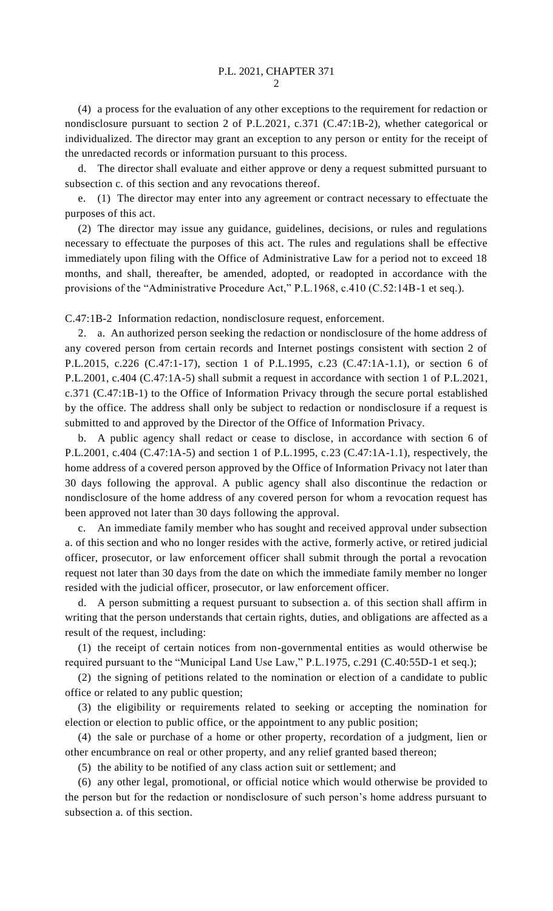(4) a process for the evaluation of any other exceptions to the requirement for redaction or nondisclosure pursuant to section 2 of P.L.2021, c.371 (C.47:1B-2), whether categorical or individualized. The director may grant an exception to any person or entity for the receipt of the unredacted records or information pursuant to this process.

d. The director shall evaluate and either approve or deny a request submitted pursuant to subsection c. of this section and any revocations thereof.

e. (1) The director may enter into any agreement or contract necessary to effectuate the purposes of this act.

(2) The director may issue any guidance, guidelines, decisions, or rules and regulations necessary to effectuate the purposes of this act. The rules and regulations shall be effective immediately upon filing with the Office of Administrative Law for a period not to exceed 18 months, and shall, thereafter, be amended, adopted, or readopted in accordance with the provisions of the "Administrative Procedure Act," P.L.1968, c.410 (C.52:14B-1 et seq.).

C.47:1B-2 Information redaction, nondisclosure request, enforcement.

2. a. An authorized person seeking the redaction or nondisclosure of the home address of any covered person from certain records and Internet postings consistent with section 2 of P.L.2015, c.226 (C.47:1-17), section 1 of P.L.1995, c.23 (C.47:1A-1.1), or section 6 of P.L.2001, c.404 (C.47:1A-5) shall submit a request in accordance with section 1 of P.L.2021, c.371 (C.47:1B-1) to the Office of Information Privacy through the secure portal established by the office. The address shall only be subject to redaction or nondisclosure if a request is submitted to and approved by the Director of the Office of Information Privacy.

b. A public agency shall redact or cease to disclose, in accordance with section 6 of P.L.2001, c.404 (C.47:1A-5) and section 1 of P.L.1995, c.23 (C.47:1A-1.1), respectively, the home address of a covered person approved by the Office of Information Privacy not later than 30 days following the approval. A public agency shall also discontinue the redaction or nondisclosure of the home address of any covered person for whom a revocation request has been approved not later than 30 days following the approval.

c. An immediate family member who has sought and received approval under subsection a. of this section and who no longer resides with the active, formerly active, or retired judicial officer, prosecutor, or law enforcement officer shall submit through the portal a revocation request not later than 30 days from the date on which the immediate family member no longer resided with the judicial officer, prosecutor, or law enforcement officer.

d. A person submitting a request pursuant to subsection a. of this section shall affirm in writing that the person understands that certain rights, duties, and obligations are affected as a result of the request, including:

(1) the receipt of certain notices from non-governmental entities as would otherwise be required pursuant to the "Municipal Land Use Law," P.L.1975, c.291 (C.40:55D-1 et seq.);

(2) the signing of petitions related to the nomination or election of a candidate to public office or related to any public question;

(3) the eligibility or requirements related to seeking or accepting the nomination for election or election to public office, or the appointment to any public position;

(4) the sale or purchase of a home or other property, recordation of a judgment, lien or other encumbrance on real or other property, and any relief granted based thereon;

(5) the ability to be notified of any class action suit or settlement; and

(6) any other legal, promotional, or official notice which would otherwise be provided to the person but for the redaction or nondisclosure of such person's home address pursuant to subsection a. of this section.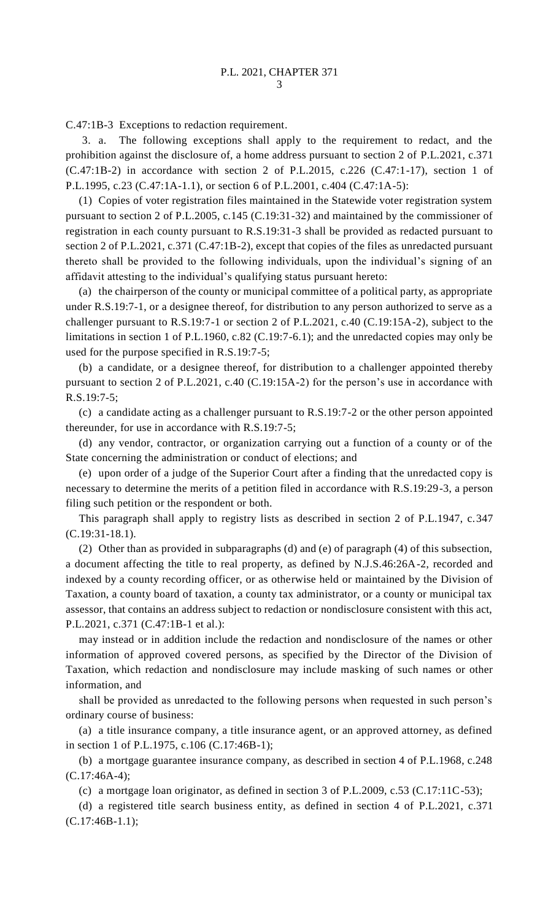C.47:1B-3 Exceptions to redaction requirement.

3. a. The following exceptions shall apply to the requirement to redact, and the prohibition against the disclosure of, a home address pursuant to section 2 of P.L.2021, c.371 (C.47:1B-2) in accordance with section 2 of P.L.2015, c.226 (C.47:1-17), section 1 of P.L.1995, c.23 (C.47:1A-1.1), or section 6 of P.L.2001, c.404 (C.47:1A-5):

(1) Copies of voter registration files maintained in the Statewide voter registration system pursuant to section 2 of P.L.2005, c.145 (C.19:31-32) and maintained by the commissioner of registration in each county pursuant to R.S.19:31-3 shall be provided as redacted pursuant to section 2 of P.L.2021, c.371 (C.47:1B-2), except that copies of the files as unredacted pursuant thereto shall be provided to the following individuals, upon the individual's signing of an affidavit attesting to the individual's qualifying status pursuant hereto:

(a) the chairperson of the county or municipal committee of a political party, as appropriate under R.S.19:7-1, or a designee thereof, for distribution to any person authorized to serve as a challenger pursuant to R.S.19:7-1 or section 2 of P.L.2021, c.40 (C.19:15A-2), subject to the limitations in section 1 of P.L.1960, c.82 (C.19:7-6.1); and the unredacted copies may only be used for the purpose specified in R.S.19:7-5;

(b) a candidate, or a designee thereof, for distribution to a challenger appointed thereby pursuant to section 2 of P.L.2021, c.40 (C.19:15A-2) for the person's use in accordance with R.S.19:7-5;

(c) a candidate acting as a challenger pursuant to R.S.19:7-2 or the other person appointed thereunder, for use in accordance with R.S.19:7-5;

(d) any vendor, contractor, or organization carrying out a function of a county or of the State concerning the administration or conduct of elections; and

(e) upon order of a judge of the Superior Court after a finding that the unredacted copy is necessary to determine the merits of a petition filed in accordance with R.S.19:29-3, a person filing such petition or the respondent or both.

This paragraph shall apply to registry lists as described in section 2 of P.L.1947, c.347 (C.19:31-18.1).

(2) Other than as provided in subparagraphs (d) and (e) of paragraph (4) of this subsection, a document affecting the title to real property, as defined by N.J.S.46:26A-2, recorded and indexed by a county recording officer, or as otherwise held or maintained by the Division of Taxation, a county board of taxation, a county tax administrator, or a county or municipal tax assessor, that contains an address subject to redaction or nondisclosure consistent with this act, P.L.2021, c.371 (C.47:1B-1 et al.):

may instead or in addition include the redaction and nondisclosure of the names or other information of approved covered persons, as specified by the Director of the Division of Taxation, which redaction and nondisclosure may include masking of such names or other information, and

shall be provided as unredacted to the following persons when requested in such person's ordinary course of business:

(a) a title insurance company, a title insurance agent, or an approved attorney, as defined in section 1 of P.L.1975, c.106 (C.17:46B-1);

(b) a mortgage guarantee insurance company, as described in section 4 of P.L.1968, c.248 (C.17:46A-4);

(c) a mortgage loan originator, as defined in section 3 of P.L.2009, c.53 (C.17:11C-53);

(d) a registered title search business entity, as defined in section 4 of P.L.2021, c.371 (C.17:46B-1.1);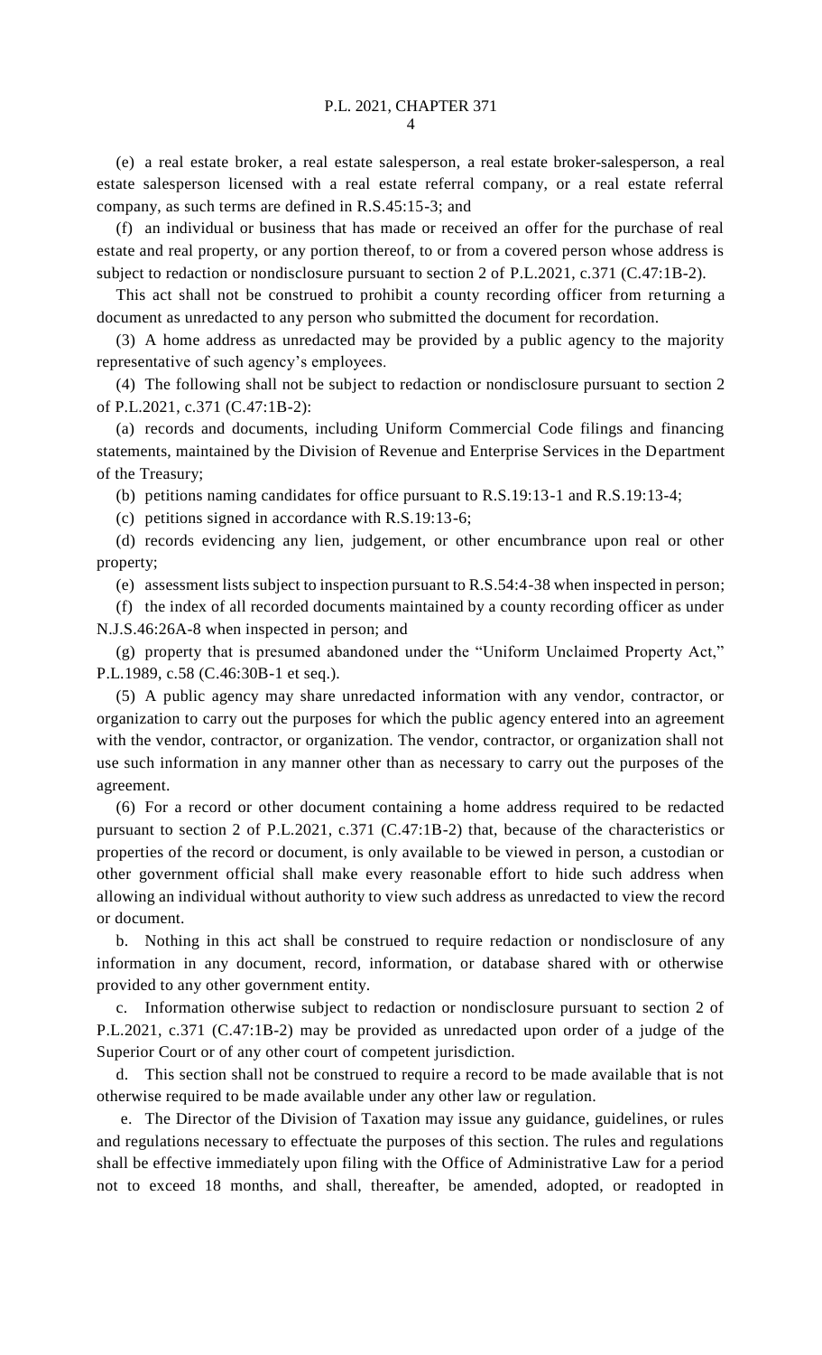(e) a real estate broker, a real estate salesperson, a real estate broker-salesperson, a real estate salesperson licensed with a real estate referral company, or a real estate referral company, as such terms are defined in R.S.45:15-3; and

(f) an individual or business that has made or received an offer for the purchase of real estate and real property, or any portion thereof, to or from a covered person whose address is subject to redaction or nondisclosure pursuant to section 2 of P.L.2021, c.371 (C.47:1B-2).

This act shall not be construed to prohibit a county recording officer from returning a document as unredacted to any person who submitted the document for recordation.

(3) A home address as unredacted may be provided by a public agency to the majority representative of such agency's employees.

(4) The following shall not be subject to redaction or nondisclosure pursuant to section 2 of P.L.2021, c.371 (C.47:1B-2):

(a) records and documents, including Uniform Commercial Code filings and financing statements, maintained by the Division of Revenue and Enterprise Services in the Department of the Treasury;

(b) petitions naming candidates for office pursuant to R.S.19:13-1 and R.S.19:13-4;

(c) petitions signed in accordance with R.S.19:13-6;

(d) records evidencing any lien, judgement, or other encumbrance upon real or other property;

(e) assessment lists subject to inspection pursuant to R.S.54:4-38 when inspected in person;

(f) the index of all recorded documents maintained by a county recording officer as under N.J.S.46:26A-8 when inspected in person; and

(g) property that is presumed abandoned under the "Uniform Unclaimed Property Act," P.L.1989, c.58 (C.46:30B-1 et seq.).

(5) A public agency may share unredacted information with any vendor, contractor, or organization to carry out the purposes for which the public agency entered into an agreement with the vendor, contractor, or organization. The vendor, contractor, or organization shall not use such information in any manner other than as necessary to carry out the purposes of the agreement.

(6) For a record or other document containing a home address required to be redacted pursuant to section 2 of P.L.2021, c.371 (C.47:1B-2) that, because of the characteristics or properties of the record or document, is only available to be viewed in person, a custodian or other government official shall make every reasonable effort to hide such address when allowing an individual without authority to view such address as unredacted to view the record or document.

b. Nothing in this act shall be construed to require redaction or nondisclosure of any information in any document, record, information, or database shared with or otherwise provided to any other government entity.

c. Information otherwise subject to redaction or nondisclosure pursuant to section 2 of P.L.2021, c.371 (C.47:1B-2) may be provided as unredacted upon order of a judge of the Superior Court or of any other court of competent jurisdiction.

d. This section shall not be construed to require a record to be made available that is not otherwise required to be made available under any other law or regulation.

e. The Director of the Division of Taxation may issue any guidance, guidelines, or rules and regulations necessary to effectuate the purposes of this section. The rules and regulations shall be effective immediately upon filing with the Office of Administrative Law for a period not to exceed 18 months, and shall, thereafter, be amended, adopted, or readopted in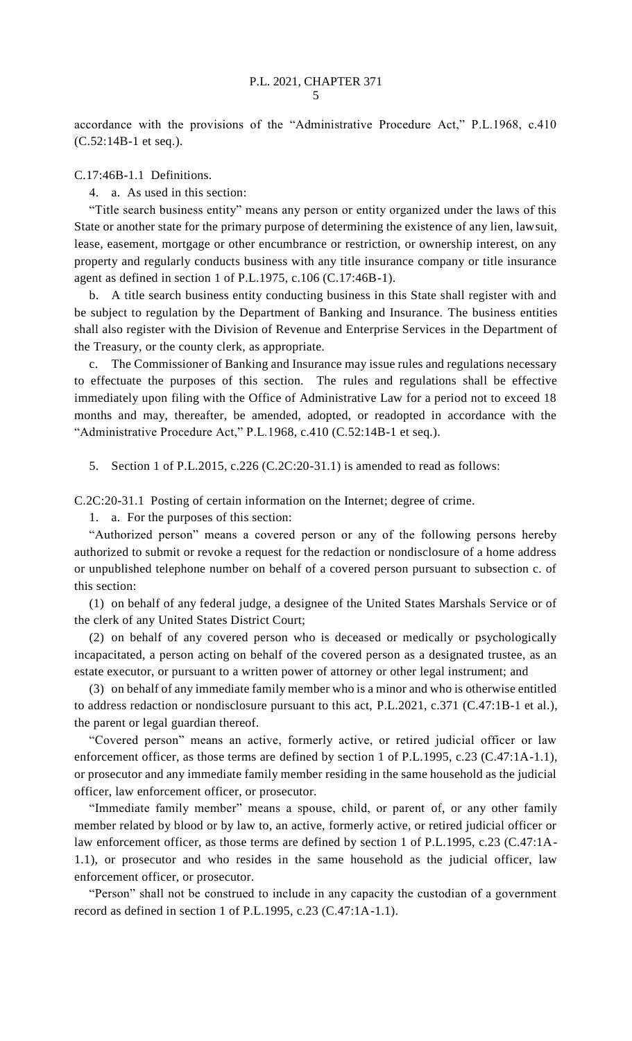accordance with the provisions of the "Administrative Procedure Act," P.L.1968, c.410 (C.52:14B-1 et seq.).

C.17:46B-1.1 Definitions.

4. a. As used in this section:

"Title search business entity" means any person or entity organized under the laws of this State or another state for the primary purpose of determining the existence of any lien, lawsuit, lease, easement, mortgage or other encumbrance or restriction, or ownership interest, on any property and regularly conducts business with any title insurance company or title insurance agent as defined in section 1 of P.L.1975, c.106 (C.17:46B-1).

b. A title search business entity conducting business in this State shall register with and be subject to regulation by the Department of Banking and Insurance. The business entities shall also register with the Division of Revenue and Enterprise Services in the Department of the Treasury, or the county clerk, as appropriate.

c. The Commissioner of Banking and Insurance may issue rules and regulations necessary to effectuate the purposes of this section. The rules and regulations shall be effective immediately upon filing with the Office of Administrative Law for a period not to exceed 18 months and may, thereafter, be amended, adopted, or readopted in accordance with the "Administrative Procedure Act," P.L.1968, c.410 (C.52:14B-1 et seq.).

5. Section 1 of P.L.2015, c.226 (C.2C:20-31.1) is amended to read as follows:

C.2C:20-31.1 Posting of certain information on the Internet; degree of crime.

1. a. For the purposes of this section:

"Authorized person" means a covered person or any of the following persons hereby authorized to submit or revoke a request for the redaction or nondisclosure of a home address or unpublished telephone number on behalf of a covered person pursuant to subsection c. of this section:

(1) on behalf of any federal judge, a designee of the United States Marshals Service or of the clerk of any United States District Court;

(2) on behalf of any covered person who is deceased or medically or psychologically incapacitated, a person acting on behalf of the covered person as a designated trustee, as an estate executor, or pursuant to a written power of attorney or other legal instrument; and

(3) on behalf of any immediate family member who is a minor and who is otherwise entitled to address redaction or nondisclosure pursuant to this act, P.L.2021, c.371 (C.47:1B-1 et al.), the parent or legal guardian thereof.

"Covered person" means an active, formerly active, or retired judicial officer or law enforcement officer, as those terms are defined by section 1 of P.L.1995, c.23 (C.47:1A-1.1), or prosecutor and any immediate family member residing in the same household as the judicial officer, law enforcement officer, or prosecutor.

"Immediate family member" means a spouse, child, or parent of, or any other family member related by blood or by law to, an active, formerly active, or retired judicial officer or law enforcement officer, as those terms are defined by section 1 of P.L.1995, c.23 (C.47:1A-1.1), or prosecutor and who resides in the same household as the judicial officer, law enforcement officer, or prosecutor.

"Person" shall not be construed to include in any capacity the custodian of a government record as defined in section 1 of P.L.1995, c.23 (C.47:1A-1.1).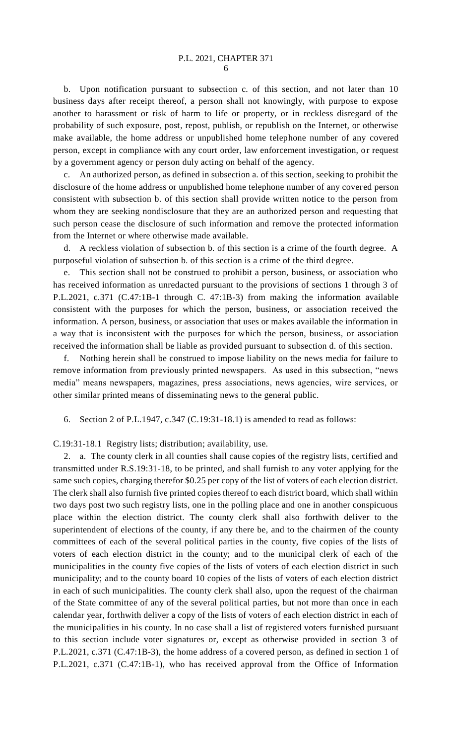b. Upon notification pursuant to subsection c. of this section, and not later than 10 business days after receipt thereof, a person shall not knowingly, with purpose to expose another to harassment or risk of harm to life or property, or in reckless disregard of the probability of such exposure, post, repost, publish, or republish on the Internet, or otherwise make available, the home address or unpublished home telephone number of any covered person, except in compliance with any court order, law enforcement investigation, or request by a government agency or person duly acting on behalf of the agency.

c. An authorized person, as defined in subsection a. of this section, seeking to prohibit the disclosure of the home address or unpublished home telephone number of any covered person consistent with subsection b. of this section shall provide written notice to the person from whom they are seeking nondisclosure that they are an authorized person and requesting that such person cease the disclosure of such information and remove the protected information from the Internet or where otherwise made available.

d. A reckless violation of subsection b. of this section is a crime of the fourth degree. A purposeful violation of subsection b. of this section is a crime of the third degree.

e. This section shall not be construed to prohibit a person, business, or association who has received information as unredacted pursuant to the provisions of sections 1 through 3 of P.L.2021, c.371 (C.47:1B-1 through C. 47:1B-3) from making the information available consistent with the purposes for which the person, business, or association received the information. A person, business, or association that uses or makes available the information in a way that is inconsistent with the purposes for which the person, business, or association received the information shall be liable as provided pursuant to subsection d. of this section.

f. Nothing herein shall be construed to impose liability on the news media for failure to remove information from previously printed newspapers. As used in this subsection, "news media" means newspapers, magazines, press associations, news agencies, wire services, or other similar printed means of disseminating news to the general public.

6. Section 2 of P.L.1947, c.347 (C.19:31-18.1) is amended to read as follows:

C.19:31-18.1 Registry lists; distribution; availability, use.

2. a. The county clerk in all counties shall cause copies of the registry lists, certified and transmitted under R.S.19:31-18, to be printed, and shall furnish to any voter applying for the same such copies, charging therefor $0.25 per copy of the list of voters of each election district. The clerk shall also furnish five printed copies thereof to each district board, which shall within two days post two such registry lists, one in the polling place and one in another conspicuous place within the election district. The county clerk shall also forthwith deliver to the superintendent of elections of the county, if any there be, and to the chairmen of the county committees of each of the several political parties in the county, five copies of the lists of voters of each election district in the county; and to the municipal clerk of each of the municipalities in the county five copies of the lists of voters of each election district in such municipality; and to the county board 10 copies of the lists of voters of each election district in each of such municipalities. The county clerk shall also, upon the request of the chairman of the State committee of any of the several political parties, but not more than once in each calendar year, forthwith deliver a copy of the lists of voters of each election district in each of the municipalities in his county. In no case shall a list of registered voters furnished pursuant to this section include voter signatures or, except as otherwise provided in section 3 of P.L.2021, c.371 (C.47:1B-3), the home address of a covered person, as defined in section 1 of P.L.2021, c.371 (C.47:1B-1), who has received approval from the Office of Information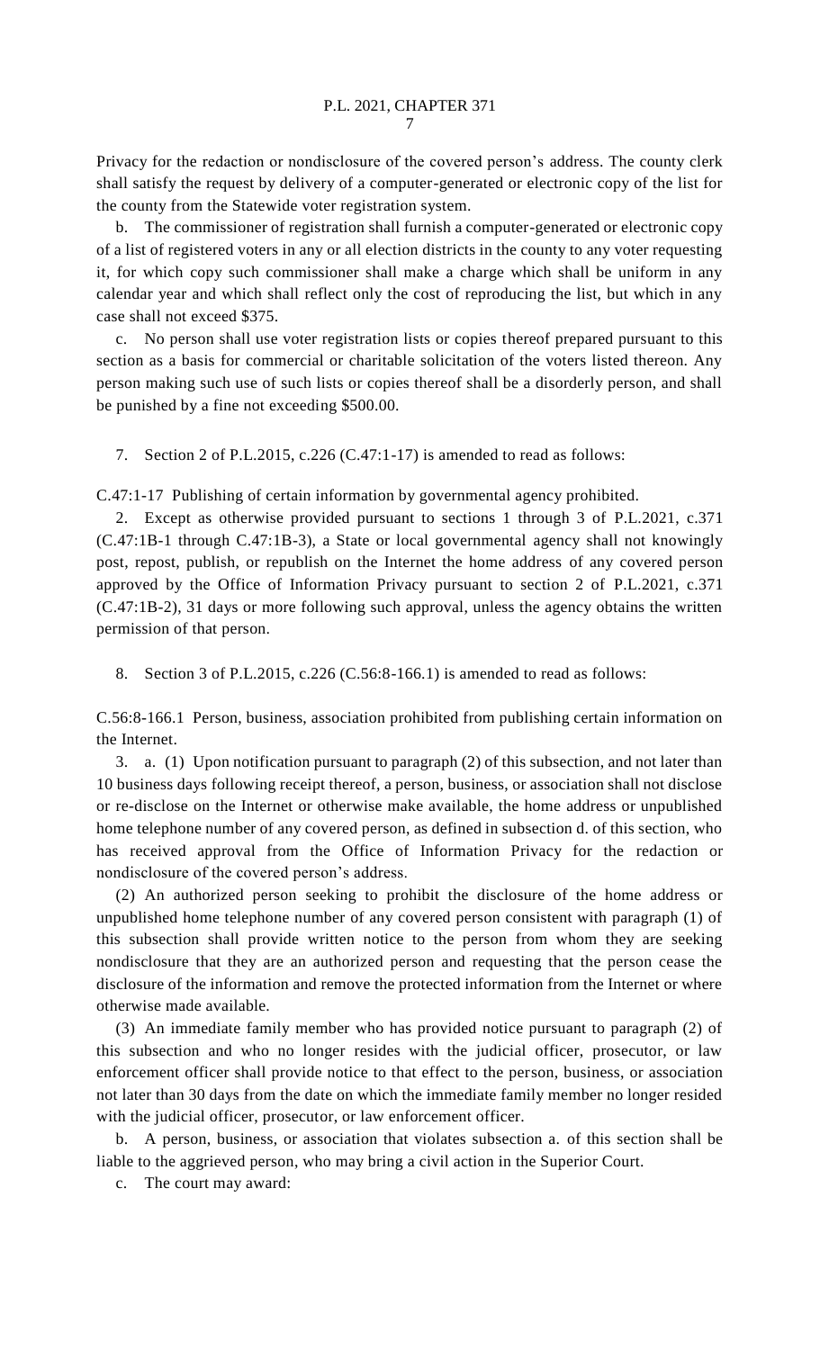Privacy for the redaction or nondisclosure of the covered person's address. The county clerk shall satisfy the request by delivery of a computer-generated or electronic copy of the list for the county from the Statewide voter registration system.

b. The commissioner of registration shall furnish a computer-generated or electronic copy of a list of registered voters in any or all election districts in the county to any voter requesting it, for which copy such commissioner shall make a charge which shall be uniform in any calendar year and which shall reflect only the cost of reproducing the list, but which in any case shall not exceed $375.

c. No person shall use voter registration lists or copies thereof prepared pursuant to this section as a basis for commercial or charitable solicitation of the voters listed thereon. Any person making such use of such lists or copies thereof shall be a disorderly person, and shall be punished by a fine not exceeding $500.00.

7. Section 2 of P.L.2015, c.226 (C.47:1-17) is amended to read as follows:

C.47:1-17 Publishing of certain information by governmental agency prohibited.

2. Except as otherwise provided pursuant to sections 1 through 3 of P.L.2021, c.371 (C.47:1B-1 through C.47:1B-3), a State or local governmental agency shall not knowingly post, repost, publish, or republish on the Internet the home address of any covered person approved by the Office of Information Privacy pursuant to section 2 of P.L.2021, c.371 (C.47:1B-2), 31 days or more following such approval, unless the agency obtains the written permission of that person.

8. Section 3 of P.L.2015, c.226 (C.56:8-166.1) is amended to read as follows:

C.56:8-166.1 Person, business, association prohibited from publishing certain information on the Internet.

3. a. (1) Upon notification pursuant to paragraph (2) of this subsection, and not later than 10 business days following receipt thereof, a person, business, or association shall not disclose or re-disclose on the Internet or otherwise make available, the home address or unpublished home telephone number of any covered person, as defined in subsection d. of this section, who has received approval from the Office of Information Privacy for the redaction or nondisclosure of the covered person's address.

(2) An authorized person seeking to prohibit the disclosure of the home address or unpublished home telephone number of any covered person consistent with paragraph (1) of this subsection shall provide written notice to the person from whom they are seeking nondisclosure that they are an authorized person and requesting that the person cease the disclosure of the information and remove the protected information from the Internet or where otherwise made available.

(3) An immediate family member who has provided notice pursuant to paragraph (2) of this subsection and who no longer resides with the judicial officer, prosecutor, or law enforcement officer shall provide notice to that effect to the person, business, or association not later than 30 days from the date on which the immediate family member no longer resided with the judicial officer, prosecutor, or law enforcement officer.

b. A person, business, or association that violates subsection a. of this section shall be liable to the aggrieved person, who may bring a civil action in the Superior Court.

c. The court may award: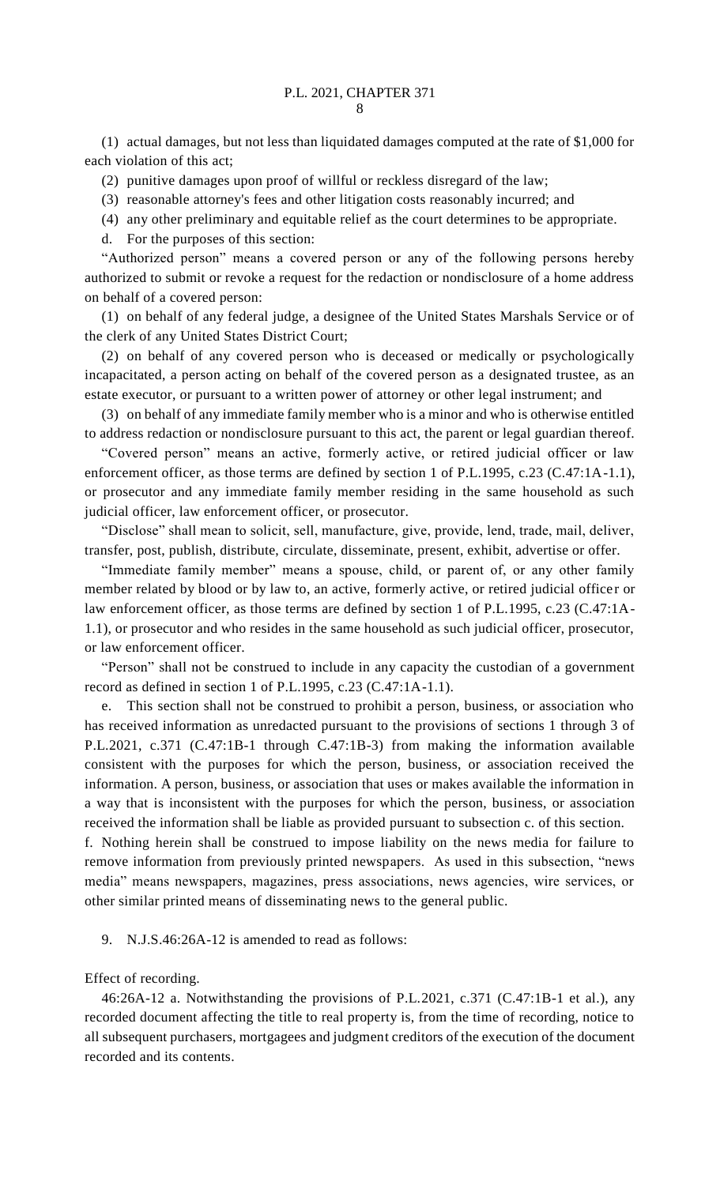(1) actual damages, but not less than liquidated damages computed at the rate of $1,000 for each violation of this act;

(2) punitive damages upon proof of willful or reckless disregard of the law;

(3) reasonable attorney's fees and other litigation costs reasonably incurred; and

(4) any other preliminary and equitable relief as the court determines to be appropriate.

d. For the purposes of this section:

"Authorized person" means a covered person or any of the following persons hereby authorized to submit or revoke a request for the redaction or nondisclosure of a home address on behalf of a covered person:

(1) on behalf of any federal judge, a designee of the United States Marshals Service or of the clerk of any United States District Court;

(2) on behalf of any covered person who is deceased or medically or psychologically incapacitated, a person acting on behalf of the covered person as a designated trustee, as an estate executor, or pursuant to a written power of attorney or other legal instrument; and

(3) on behalf of any immediate family member who is a minor and who is otherwise entitled to address redaction or nondisclosure pursuant to this act, the parent or legal guardian thereof.

"Covered person" means an active, formerly active, or retired judicial officer or law enforcement officer, as those terms are defined by section 1 of P.L.1995, c.23 (C.47:1A-1.1), or prosecutor and any immediate family member residing in the same household as such judicial officer, law enforcement officer, or prosecutor.

"Disclose" shall mean to solicit, sell, manufacture, give, provide, lend, trade, mail, deliver, transfer, post, publish, distribute, circulate, disseminate, present, exhibit, advertise or offer.

"Immediate family member" means a spouse, child, or parent of, or any other family member related by blood or by law to, an active, formerly active, or retired judicial officer or law enforcement officer, as those terms are defined by section 1 of P.L.1995, c.23 (C.47:1A-1.1), or prosecutor and who resides in the same household as such judicial officer, prosecutor, or law enforcement officer.

"Person" shall not be construed to include in any capacity the custodian of a government record as defined in section 1 of P.L.1995, c.23 (C.47:1A-1.1).

e. This section shall not be construed to prohibit a person, business, or association who has received information as unredacted pursuant to the provisions of sections 1 through 3 of P.L.2021, c.371 (C.47:1B-1 through C.47:1B-3) from making the information available consistent with the purposes for which the person, business, or association received the information. A person, business, or association that uses or makes available the information in a way that is inconsistent with the purposes for which the person, business, or association received the information shall be liable as provided pursuant to subsection c. of this section.

f. Nothing herein shall be construed to impose liability on the news media for failure to remove information from previously printed newspapers. As used in this subsection, "news media" means newspapers, magazines, press associations, news agencies, wire services, or other similar printed means of disseminating news to the general public.

9. N.J.S.46:26A-12 is amended to read as follows:

Effect of recording.

46:26A-12 a. Notwithstanding the provisions of P.L.2021, c.371 (C.47:1B-1 et al.), any recorded document affecting the title to real property is, from the time of recording, notice to all subsequent purchasers, mortgagees and judgment creditors of the execution of the document recorded and its contents.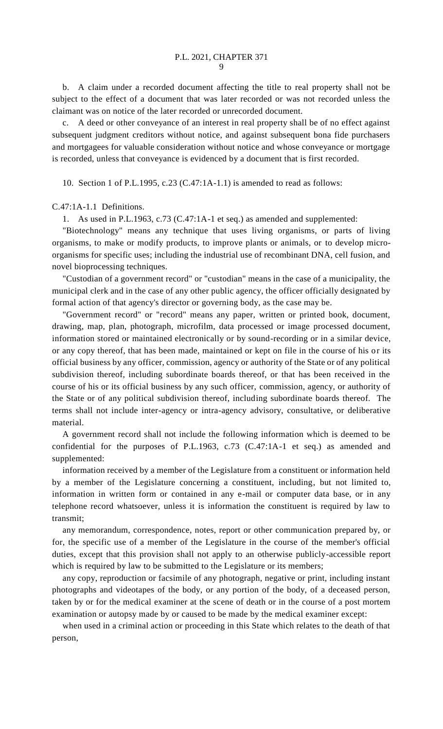b. A claim under a recorded document affecting the title to real property shall not be subject to the effect of a document that was later recorded or was not recorded unless the claimant was on notice of the later recorded or unrecorded document.

c. A deed or other conveyance of an interest in real property shall be of no effect against subsequent judgment creditors without notice, and against subsequent bona fide purchasers and mortgagees for valuable consideration without notice and whose conveyance or mortgage is recorded, unless that conveyance is evidenced by a document that is first recorded.

10. Section 1 of P.L.1995, c.23 (C.47:1A-1.1) is amended to read as follows:

C.47:1A-1.1 Definitions.

1. As used in P.L.1963, c.73 (C.47:1A-1 et seq.) as amended and supplemented:

"Biotechnology" means any technique that uses living organisms, or parts of living organisms, to make or modify products, to improve plants or animals, or to develop micro-organisms for specific uses; including the industrial use of recombinant DNA, cell fusion, and novel bioprocessing techniques.

"Custodian of a government record" or "custodian" means in the case of a municipality, the municipal clerk and in the case of any other public agency, the officer officially designated by formal action of that agency's director or governing body, as the case may be.

"Government record" or "record" means any paper, written or printed book, document, drawing, map, plan, photograph, microfilm, data processed or image processed document, information stored or maintained electronically or by sound-recording or in a similar device, or any copy thereof, that has been made, maintained or kept on file in the course of his or its official business by any officer, commission, agency or authority of the State or of any political subdivision thereof, including subordinate boards thereof, or that has been received in the course of his or its official business by any such officer, commission, agency, or authority of the State or of any political subdivision thereof, including subordinate boards thereof. The terms shall not include inter-agency or intra-agency advisory, consultative, or deliberative material.

A government record shall not include the following information which is deemed to be confidential for the purposes of P.L.1963, c.73 (C.47:1A-1 et seq.) as amended and supplemented:

information received by a member of the Legislature from a constituent or information held by a member of the Legislature concerning a constituent, including, but not limited to, information in written form or contained in any e-mail or computer data base, or in any telephone record whatsoever, unless it is information the constituent is required by law to transmit;

any memorandum, correspondence, notes, report or other communication prepared by, or for, the specific use of a member of the Legislature in the course of the member's official duties, except that this provision shall not apply to an otherwise publicly-accessible report which is required by law to be submitted to the Legislature or its members;

any copy, reproduction or facsimile of any photograph, negative or print, including instant photographs and videotapes of the body, or any portion of the body, of a deceased person, taken by or for the medical examiner at the scene of death or in the course of a post mortem examination or autopsy made by or caused to be made by the medical examiner except:

when used in a criminal action or proceeding in this State which relates to the death of that person,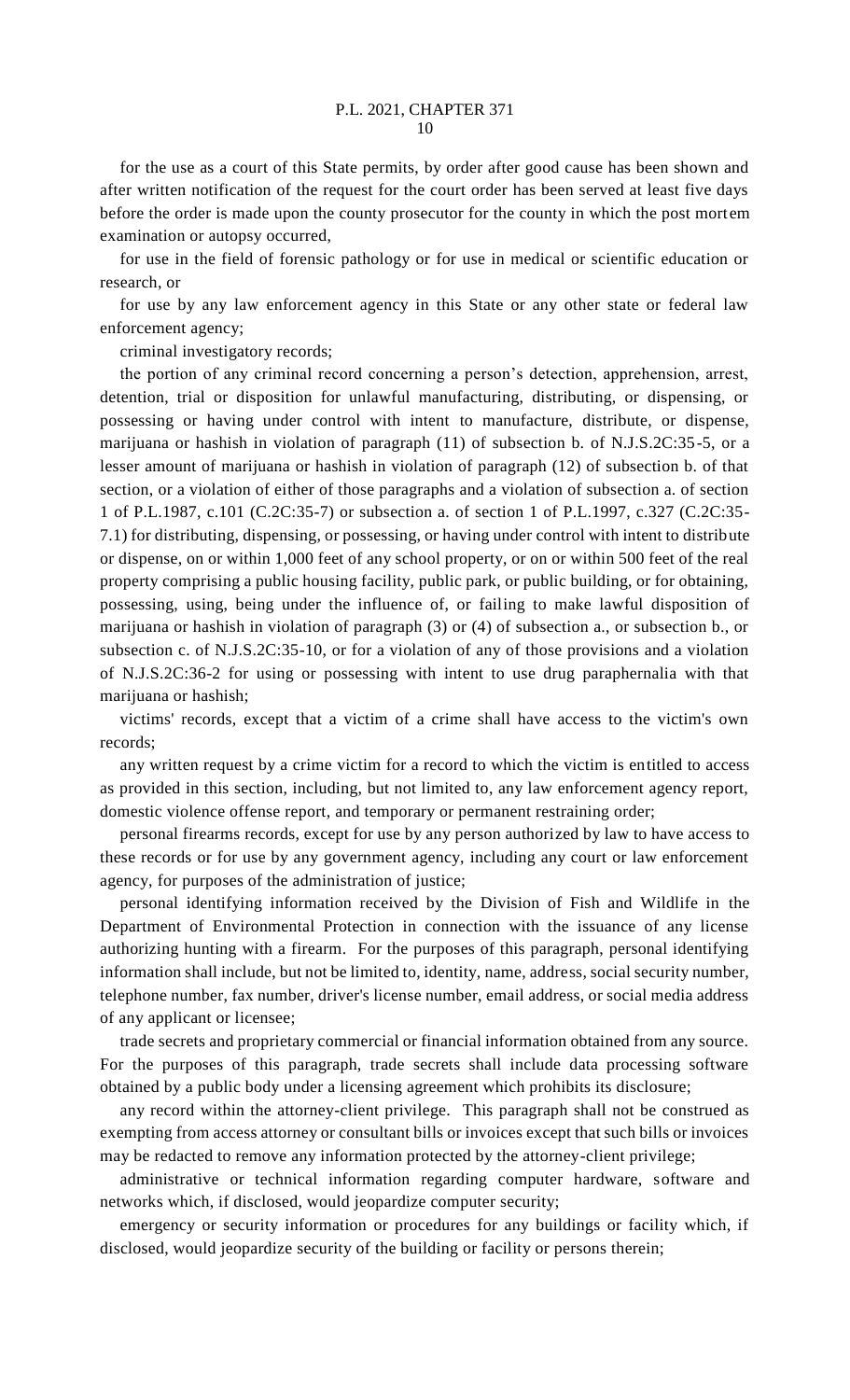for the use as a court of this State permits, by order after good cause has been shown and after written notification of the request for the court order has been served at least five days before the order is made upon the county prosecutor for the county in which the post mortem examination or autopsy occurred,

for use in the field of forensic pathology or for use in medical or scientific education or research, or

for use by any law enforcement agency in this State or any other state or federal law enforcement agency;

criminal investigatory records;

the portion of any criminal record concerning a person's detection, apprehension, arrest, detention, trial or disposition for unlawful manufacturing, distributing, or dispensing, or possessing or having under control with intent to manufacture, distribute, or dispense, marijuana or hashish in violation of paragraph (11) of subsection b. of N.J.S.2C:35-5, or a lesser amount of marijuana or hashish in violation of paragraph (12) of subsection b. of that section, or a violation of either of those paragraphs and a violation of subsection a. of section 1 of P.L.1987, c.101 (C.2C:35-7) or subsection a. of section 1 of P.L.1997, c.327 (C.2C:35-7.1) for distributing, dispensing, or possessing, or having under control with intent to distribute or dispense, on or within 1,000 feet of any school property, or on or within 500 feet of the real property comprising a public housing facility, public park, or public building, or for obtaining, possessing, using, being under the influence of, or failing to make lawful disposition of marijuana or hashish in violation of paragraph (3) or (4) of subsection a., or subsection b., or subsection c. of N.J.S.2C:35-10, or for a violation of any of those provisions and a violation of N.J.S.2C:36-2 for using or possessing with intent to use drug paraphernalia with that marijuana or hashish;

victims' records, except that a victim of a crime shall have access to the victim's own records;

any written request by a crime victim for a record to which the victim is entitled to access as provided in this section, including, but not limited to, any law enforcement agency report, domestic violence offense report, and temporary or permanent restraining order;

personal firearms records, except for use by any person authorized by law to have access to these records or for use by any government agency, including any court or law enforcement agency, for purposes of the administration of justice;

personal identifying information received by the Division of Fish and Wildlife in the Department of Environmental Protection in connection with the issuance of any license authorizing hunting with a firearm. For the purposes of this paragraph, personal identifying information shall include, but not be limited to, identity, name, address, social security number, telephone number, fax number, driver's license number, email address, or social media address of any applicant or licensee;

trade secrets and proprietary commercial or financial information obtained from any source. For the purposes of this paragraph, trade secrets shall include data processing software obtained by a public body under a licensing agreement which prohibits its disclosure;

any record within the attorney-client privilege. This paragraph shall not be construed as exempting from access attorney or consultant bills or invoices except that such bills or invoices may be redacted to remove any information protected by the attorney-client privilege;

administrative or technical information regarding computer hardware, software and networks which, if disclosed, would jeopardize computer security;

emergency or security information or procedures for any buildings or facility which, if disclosed, would jeopardize security of the building or facility or persons therein;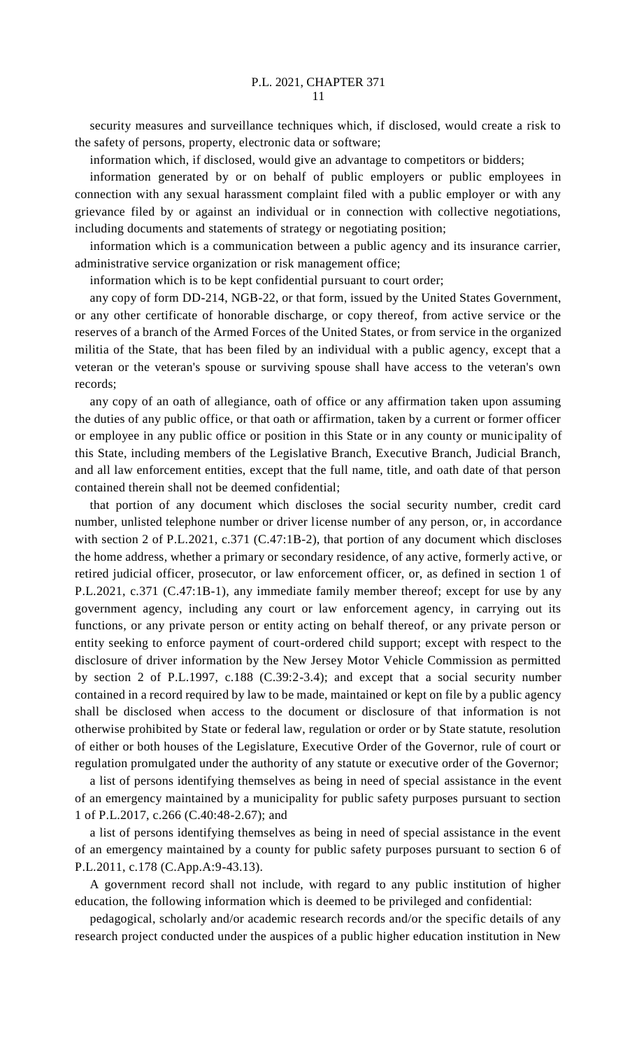security measures and surveillance techniques which, if disclosed, would create a risk to the safety of persons, property, electronic data or software;

information which, if disclosed, would give an advantage to competitors or bidders;

information generated by or on behalf of public employers or public employees in connection with any sexual harassment complaint filed with a public employer or with any grievance filed by or against an individual or in connection with collective negotiations, including documents and statements of strategy or negotiating position;

information which is a communication between a public agency and its insurance carrier, administrative service organization or risk management office;

information which is to be kept confidential pursuant to court order;

any copy of form DD-214, NGB-22, or that form, issued by the United States Government, or any other certificate of honorable discharge, or copy thereof, from active service or the reserves of a branch of the Armed Forces of the United States, or from service in the organized militia of the State, that has been filed by an individual with a public agency, except that a veteran or the veteran's spouse or surviving spouse shall have access to the veteran's own records;

any copy of an oath of allegiance, oath of office or any affirmation taken upon assuming the duties of any public office, or that oath or affirmation, taken by a current or former officer or employee in any public office or position in this State or in any county or municipality of this State, including members of the Legislative Branch, Executive Branch, Judicial Branch, and all law enforcement entities, except that the full name, title, and oath date of that person contained therein shall not be deemed confidential;

that portion of any document which discloses the social security number, credit card number, unlisted telephone number or driver license number of any person, or, in accordance with section 2 of P.L.2021, c.371 (C.47:1B-2), that portion of any document which discloses the home address, whether a primary or secondary residence, of any active, formerly active, or retired judicial officer, prosecutor, or law enforcement officer, or, as defined in section 1 of P.L.2021, c.371 (C.47:1B-1), any immediate family member thereof; except for use by any government agency, including any court or law enforcement agency, in carrying out its functions, or any private person or entity acting on behalf thereof, or any private person or entity seeking to enforce payment of court-ordered child support; except with respect to the disclosure of driver information by the New Jersey Motor Vehicle Commission as permitted by section 2 of P.L.1997, c.188 (C.39:2-3.4); and except that a social security number contained in a record required by law to be made, maintained or kept on file by a public agency shall be disclosed when access to the document or disclosure of that information is not otherwise prohibited by State or federal law, regulation or order or by State statute, resolution of either or both houses of the Legislature, Executive Order of the Governor, rule of court or regulation promulgated under the authority of any statute or executive order of the Governor;

a list of persons identifying themselves as being in need of special assistance in the event of an emergency maintained by a municipality for public safety purposes pursuant to section 1 of P.L.2017, c.266 (C.40:48-2.67); and

a list of persons identifying themselves as being in need of special assistance in the event of an emergency maintained by a county for public safety purposes pursuant to section 6 of P.L.2011, c.178 (C.App.A:9-43.13).

A government record shall not include, with regard to any public institution of higher education, the following information which is deemed to be privileged and confidential:

pedagogical, scholarly and/or academic research records and/or the specific details of any research project conducted under the auspices of a public higher education institution in New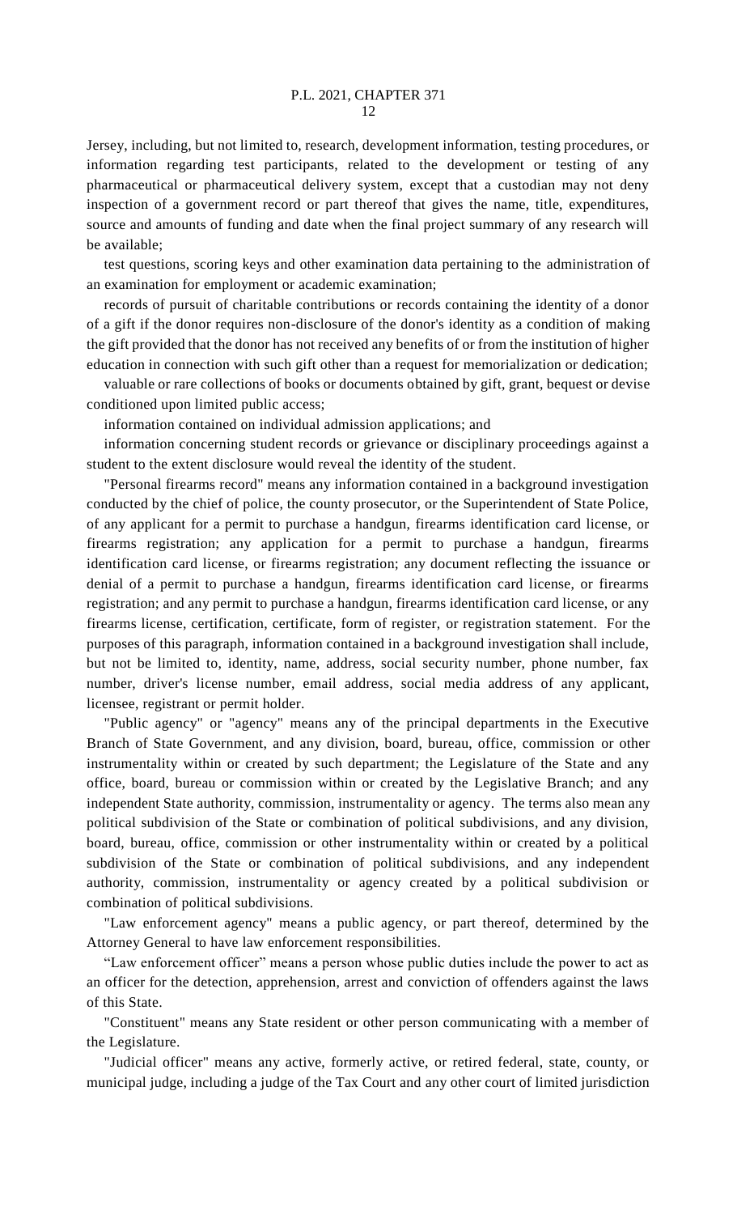Jersey, including, but not limited to, research, development information, testing procedures, or information regarding test participants, related to the development or testing of any pharmaceutical or pharmaceutical delivery system, except that a custodian may not deny inspection of a government record or part thereof that gives the name, title, expenditures, source and amounts of funding and date when the final project summary of any research will be available;

test questions, scoring keys and other examination data pertaining to the administration of an examination for employment or academic examination;

records of pursuit of charitable contributions or records containing the identity of a donor of a gift if the donor requires non-disclosure of the donor's identity as a condition of making the gift provided that the donor has not received any benefits of or from the institution of higher education in connection with such gift other than a request for memorialization or dedication;

valuable or rare collections of books or documents obtained by gift, grant, bequest or devise conditioned upon limited public access;

information contained on individual admission applications; and

information concerning student records or grievance or disciplinary proceedings against a student to the extent disclosure would reveal the identity of the student.

"Personal firearms record" means any information contained in a background investigation conducted by the chief of police, the county prosecutor, or the Superintendent of State Police, of any applicant for a permit to purchase a handgun, firearms identification card license, or firearms registration; any application for a permit to purchase a handgun, firearms identification card license, or firearms registration; any document reflecting the issuance or denial of a permit to purchase a handgun, firearms identification card license, or firearms registration; and any permit to purchase a handgun, firearms identification card license, or any firearms license, certification, certificate, form of register, or registration statement. For the purposes of this paragraph, information contained in a background investigation shall include, but not be limited to, identity, name, address, social security number, phone number, fax number, driver's license number, email address, social media address of any applicant, licensee, registrant or permit holder.

"Public agency" or "agency" means any of the principal departments in the Executive Branch of State Government, and any division, board, bureau, office, commission or other instrumentality within or created by such department; the Legislature of the State and any office, board, bureau or commission within or created by the Legislative Branch; and any independent State authority, commission, instrumentality or agency. The terms also mean any political subdivision of the State or combination of political subdivisions, and any division, board, bureau, office, commission or other instrumentality within or created by a political subdivision of the State or combination of political subdivisions, and any independent authority, commission, instrumentality or agency created by a political subdivision or combination of political subdivisions.

"Law enforcement agency" means a public agency, or part thereof, determined by the Attorney General to have law enforcement responsibilities.

"Law enforcement officer" means a person whose public duties include the power to act as an officer for the detection, apprehension, arrest and conviction of offenders against the laws of this State.

"Constituent" means any State resident or other person communicating with a member of the Legislature.

"Judicial officer" means any active, formerly active, or retired federal, state, county, or municipal judge, including a judge of the Tax Court and any other court of limited jurisdiction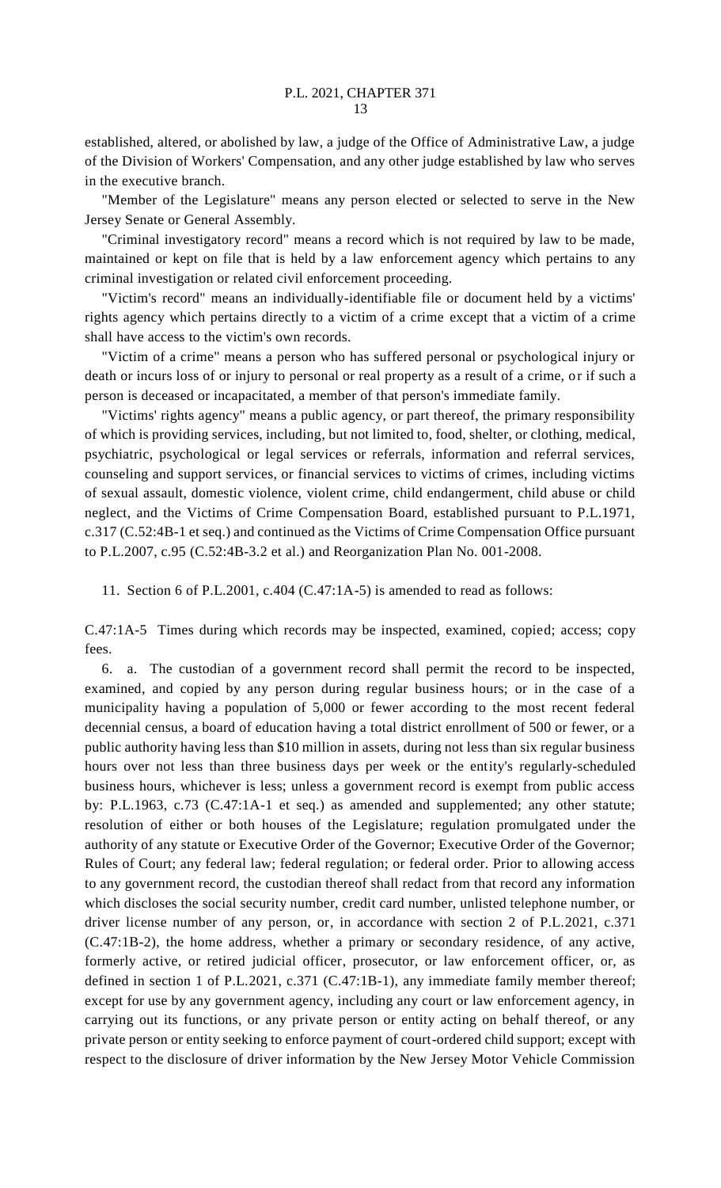established, altered, or abolished by law, a judge of the Office of Administrative Law, a judge of the Division of Workers' Compensation, and any other judge established by law who serves in the executive branch.

"Member of the Legislature" means any person elected or selected to serve in the New Jersey Senate or General Assembly.

"Criminal investigatory record" means a record which is not required by law to be made, maintained or kept on file that is held by a law enforcement agency which pertains to any criminal investigation or related civil enforcement proceeding.

"Victim's record" means an individually-identifiable file or document held by a victims' rights agency which pertains directly to a victim of a crime except that a victim of a crime shall have access to the victim's own records.

"Victim of a crime" means a person who has suffered personal or psychological injury or death or incurs loss of or injury to personal or real property as a result of a crime, or if such a person is deceased or incapacitated, a member of that person's immediate family.

"Victims' rights agency" means a public agency, or part thereof, the primary responsibility of which is providing services, including, but not limited to, food, shelter, or clothing, medical, psychiatric, psychological or legal services or referrals, information and referral services, counseling and support services, or financial services to victims of crimes, including victims of sexual assault, domestic violence, violent crime, child endangerment, child abuse or child neglect, and the Victims of Crime Compensation Board, established pursuant to P.L.1971, c.317 (C.52:4B-1 et seq.) and continued as the Victims of Crime Compensation Office pursuant to P.L.2007, c.95 (C.52:4B-3.2 et al.) and Reorganization Plan No. 001-2008.

11. Section 6 of P.L.2001, c.404 (C.47:1A-5) is amended to read as follows:

C.47:1A-5 Times during which records may be inspected, examined, copied; access; copy fees.

6. a. The custodian of a government record shall permit the record to be inspected, examined, and copied by any person during regular business hours; or in the case of a municipality having a population of 5,000 or fewer according to the most recent federal decennial census, a board of education having a total district enrollment of 500 or fewer, or a public authority having less than $10 million in assets, during not less than six regular business hours over not less than three business days per week or the entity's regularly-scheduled business hours, whichever is less; unless a government record is exempt from public access by: P.L.1963, c.73 (C.47:1A-1 et seq.) as amended and supplemented; any other statute; resolution of either or both houses of the Legislature; regulation promulgated under the authority of any statute or Executive Order of the Governor; Executive Order of the Governor; Rules of Court; any federal law; federal regulation; or federal order. Prior to allowing access to any government record, the custodian thereof shall redact from that record any information which discloses the social security number, credit card number, unlisted telephone number, or driver license number of any person, or, in accordance with section 2 of P.L.2021, c.371 (C.47:1B-2), the home address, whether a primary or secondary residence, of any active, formerly active, or retired judicial officer, prosecutor, or law enforcement officer, or, as defined in section 1 of P.L.2021, c.371 (C.47:1B-1), any immediate family member thereof; except for use by any government agency, including any court or law enforcement agency, in carrying out its functions, or any private person or entity acting on behalf thereof, or any private person or entity seeking to enforce payment of court-ordered child support; except with respect to the disclosure of driver information by the New Jersey Motor Vehicle Commission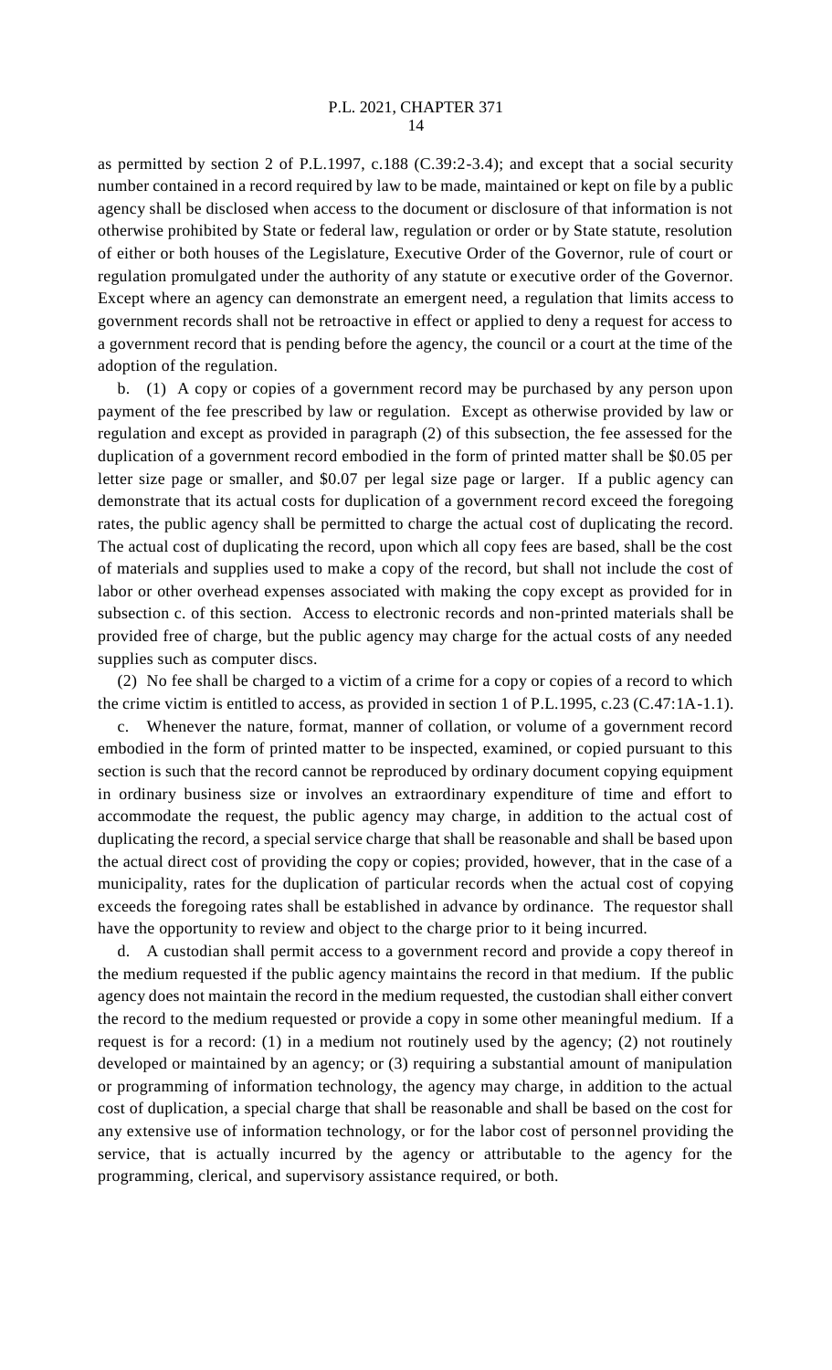as permitted by section 2 of P.L.1997, c.188 (C.39:2-3.4); and except that a social security number contained in a record required by law to be made, maintained or kept on file by a public agency shall be disclosed when access to the document or disclosure of that information is not otherwise prohibited by State or federal law, regulation or order or by State statute, resolution of either or both houses of the Legislature, Executive Order of the Governor, rule of court or regulation promulgated under the authority of any statute or executive order of the Governor. Except where an agency can demonstrate an emergent need, a regulation that limits access to government records shall not be retroactive in effect or applied to deny a request for access to a government record that is pending before the agency, the council or a court at the time of the adoption of the regulation.

b. (1) A copy or copies of a government record may be purchased by any person upon payment of the fee prescribed by law or regulation. Except as otherwise provided by law or regulation and except as provided in paragraph (2) of this subsection, the fee assessed for the duplication of a government record embodied in the form of printed matter shall be $0.05 per letter size page or smaller, and $0.07 per legal size page or larger. If a public agency can demonstrate that its actual costs for duplication of a government record exceed the foregoing rates, the public agency shall be permitted to charge the actual cost of duplicating the record. The actual cost of duplicating the record, upon which all copy fees are based, shall be the cost of materials and supplies used to make a copy of the record, but shall not include the cost of labor or other overhead expenses associated with making the copy except as provided for in subsection c. of this section. Access to electronic records and non-printed materials shall be provided free of charge, but the public agency may charge for the actual costs of any needed supplies such as computer discs.

(2) No fee shall be charged to a victim of a crime for a copy or copies of a record to which the crime victim is entitled to access, as provided in section 1 of P.L.1995, c.23 (C.47:1A-1.1).

c. Whenever the nature, format, manner of collation, or volume of a government record embodied in the form of printed matter to be inspected, examined, or copied pursuant to this section is such that the record cannot be reproduced by ordinary document copying equipment in ordinary business size or involves an extraordinary expenditure of time and effort to accommodate the request, the public agency may charge, in addition to the actual cost of duplicating the record, a special service charge that shall be reasonable and shall be based upon the actual direct cost of providing the copy or copies; provided, however, that in the case of a municipality, rates for the duplication of particular records when the actual cost of copying exceeds the foregoing rates shall be established in advance by ordinance. The requestor shall have the opportunity to review and object to the charge prior to it being incurred.

d. A custodian shall permit access to a government record and provide a copy thereof in the medium requested if the public agency maintains the record in that medium. If the public agency does not maintain the record in the medium requested, the custodian shall either convert the record to the medium requested or provide a copy in some other meaningful medium. If a request is for a record: (1) in a medium not routinely used by the agency; (2) not routinely developed or maintained by an agency; or (3) requiring a substantial amount of manipulation or programming of information technology, the agency may charge, in addition to the actual cost of duplication, a special charge that shall be reasonable and shall be based on the cost for any extensive use of information technology, or for the labor cost of personnel providing the service, that is actually incurred by the agency or attributable to the agency for the programming, clerical, and supervisory assistance required, or both.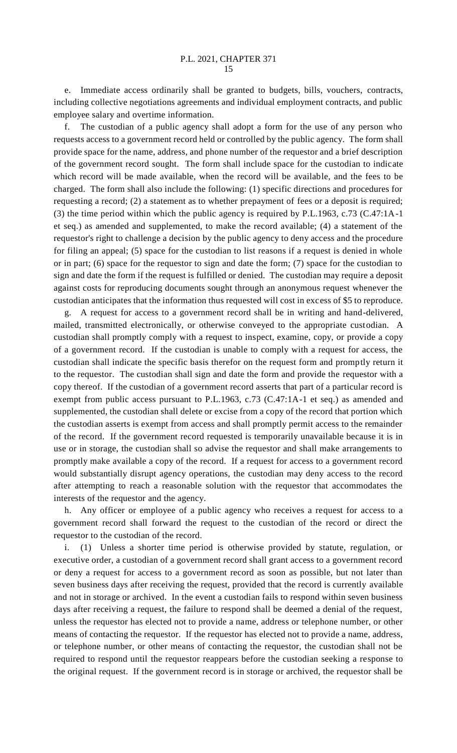e. Immediate access ordinarily shall be granted to budgets, bills, vouchers, contracts, including collective negotiations agreements and individual employment contracts, and public employee salary and overtime information.

f. The custodian of a public agency shall adopt a form for the use of any person who requests access to a government record held or controlled by the public agency. The form shall provide space for the name, address, and phone number of the requestor and a brief description of the government record sought. The form shall include space for the custodian to indicate which record will be made available, when the record will be available, and the fees to be charged. The form shall also include the following: (1) specific directions and procedures for requesting a record; (2) a statement as to whether prepayment of fees or a deposit is required; (3) the time period within which the public agency is required by P.L.1963, c.73 (C.47:1A-1 et seq.) as amended and supplemented, to make the record available; (4) a statement of the requestor's right to challenge a decision by the public agency to deny access and the procedure for filing an appeal; (5) space for the custodian to list reasons if a request is denied in whole or in part; (6) space for the requestor to sign and date the form; (7) space for the custodian to sign and date the form if the request is fulfilled or denied. The custodian may require a deposit against costs for reproducing documents sought through an anonymous request whenever the custodian anticipates that the information thus requested will cost in excess of $5 to reproduce.

g. A request for access to a government record shall be in writing and hand-delivered, mailed, transmitted electronically, or otherwise conveyed to the appropriate custodian. A custodian shall promptly comply with a request to inspect, examine, copy, or provide a copy of a government record. If the custodian is unable to comply with a request for access, the custodian shall indicate the specific basis therefor on the request form and promptly return it to the requestor. The custodian shall sign and date the form and provide the requestor with a copy thereof. If the custodian of a government record asserts that part of a particular record is exempt from public access pursuant to P.L.1963, c.73 (C.47:1A-1 et seq.) as amended and supplemented, the custodian shall delete or excise from a copy of the record that portion which the custodian asserts is exempt from access and shall promptly permit access to the remainder of the record. If the government record requested is temporarily unavailable because it is in use or in storage, the custodian shall so advise the requestor and shall make arrangements to promptly make available a copy of the record. If a request for access to a government record would substantially disrupt agency operations, the custodian may deny access to the record after attempting to reach a reasonable solution with the requestor that accommodates the interests of the requestor and the agency.

h. Any officer or employee of a public agency who receives a request for access to a government record shall forward the request to the custodian of the record or direct the requestor to the custodian of the record.

i. (1) Unless a shorter time period is otherwise provided by statute, regulation, or executive order, a custodian of a government record shall grant access to a government record or deny a request for access to a government record as soon as possible, but not later than seven business days after receiving the request, provided that the record is currently available and not in storage or archived. In the event a custodian fails to respond within seven business days after receiving a request, the failure to respond shall be deemed a denial of the request, unless the requestor has elected not to provide a name, address or telephone number, or other means of contacting the requestor. If the requestor has elected not to provide a name, address, or telephone number, or other means of contacting the requestor, the custodian shall not be required to respond until the requestor reappears before the custodian seeking a response to the original request. If the government record is in storage or archived, the requestor shall be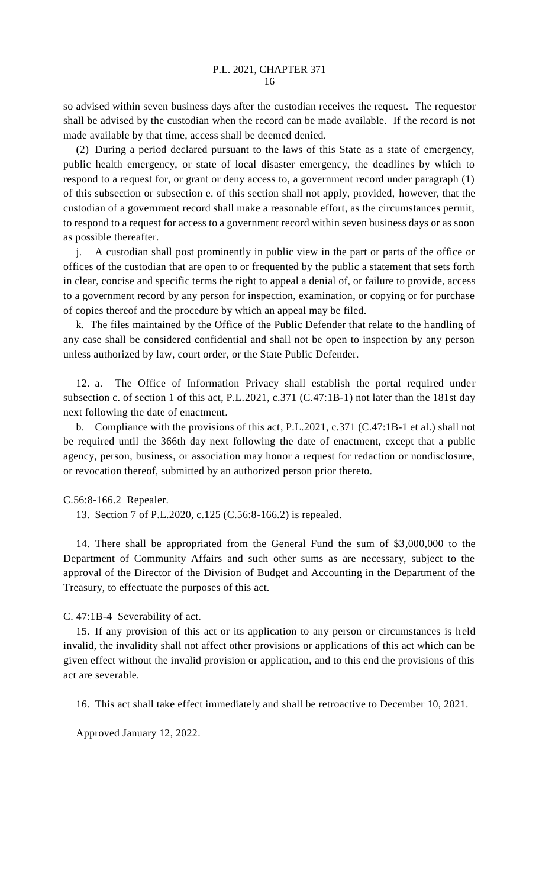so advised within seven business days after the custodian receives the request. The requestor shall be advised by the custodian when the record can be made available. If the record is not made available by that time, access shall be deemed denied.

(2) During a period declared pursuant to the laws of this State as a state of emergency, public health emergency, or state of local disaster emergency, the deadlines by which to respond to a request for, or grant or deny access to, a government record under paragraph (1) of this subsection or subsection e. of this section shall not apply, provided, however, that the custodian of a government record shall make a reasonable effort, as the circumstances permit, to respond to a request for access to a government record within seven business days or as soon as possible thereafter.

j. A custodian shall post prominently in public view in the part or parts of the office or offices of the custodian that are open to or frequented by the public a statement that sets forth in clear, concise and specific terms the right to appeal a denial of, or failure to provide, access to a government record by any person for inspection, examination, or copying or for purchase of copies thereof and the procedure by which an appeal may be filed.

k. The files maintained by the Office of the Public Defender that relate to the handling of any case shall be considered confidential and shall not be open to inspection by any person unless authorized by law, court order, or the State Public Defender.

12. a. The Office of Information Privacy shall establish the portal required under subsection c. of section 1 of this act, P.L.2021, c.371 (C.47:1B-1) not later than the 181st day next following the date of enactment.

b. Compliance with the provisions of this act, P.L.2021, c.371 (C.47:1B-1 et al.) shall not be required until the 366th day next following the date of enactment, except that a public agency, person, business, or association may honor a request for redaction or nondisclosure, or revocation thereof, submitted by an authorized person prior thereto.

C.56:8-166.2 Repealer.

13. Section 7 of P.L.2020, c.125 (C.56:8-166.2) is repealed.

14. There shall be appropriated from the General Fund the sum of $3,000,000 to the Department of Community Affairs and such other sums as are necessary, subject to the approval of the Director of the Division of Budget and Accounting in the Department of the Treasury, to effectuate the purposes of this act.

C. 47:1B-4 Severability of act.

15. If any provision of this act or its application to any person or circumstances is held invalid, the invalidity shall not affect other provisions or applications of this act which can be given effect without the invalid provision or application, and to this end the provisions of this act are severable.

16. This act shall take effect immediately and shall be retroactive to December 10, 2021.

Approved January 12, 2022.